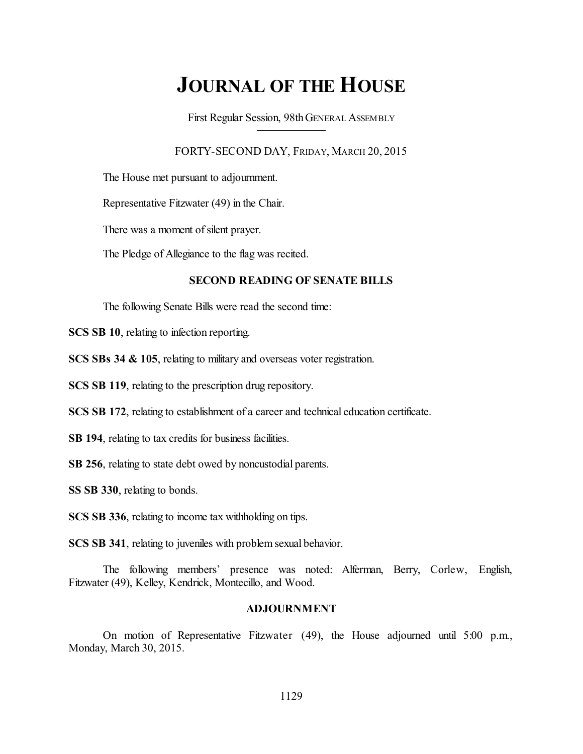# JOURNAL OF THE HOUSE

First Regular Session, 98th GENERAL ASSEMBLY

FORTY-SECOND DAY, FRIDAY, MARCH 20, 2015

The House met pursuant to adjournment.

Representative Fitzwater (49) in the Chair.

There was a moment of silent prayer.

The Pledge of Allegiance to the flag was recited.

## SECOND READING OF SENATE BILLS

The following Senate Bills were read the second time:

**SCS SB 10**, relating to infection reporting.

**SCS SBs 34 & 105**, relating to military and overseas voter registration.

**SCS SB 119**, relating to the prescription drug repository.

**SCS SB 172**, relating to establishment of a career and technical education certificate.

**SB 194**, relating to tax credits for business facilities.

**SB 256**, relating to state debt owed by noncustodial parents.

**SS SB 330**, relating to bonds.

**SCS SB 336**, relating to income tax withholding on tips.

**SCS SB 341**, relating to juveniles with problem sexual behavior.

The following members' presence was noted: Alferman, Berry, Corlew, English, Fitzwater (49), Kelley, Kendrick, Montecillo, and Wood.

## ADJOURNMENT

On motion of Representative Fitzwater (49), the House adjourned until 5:00 p.m., Monday, March 30, 2015.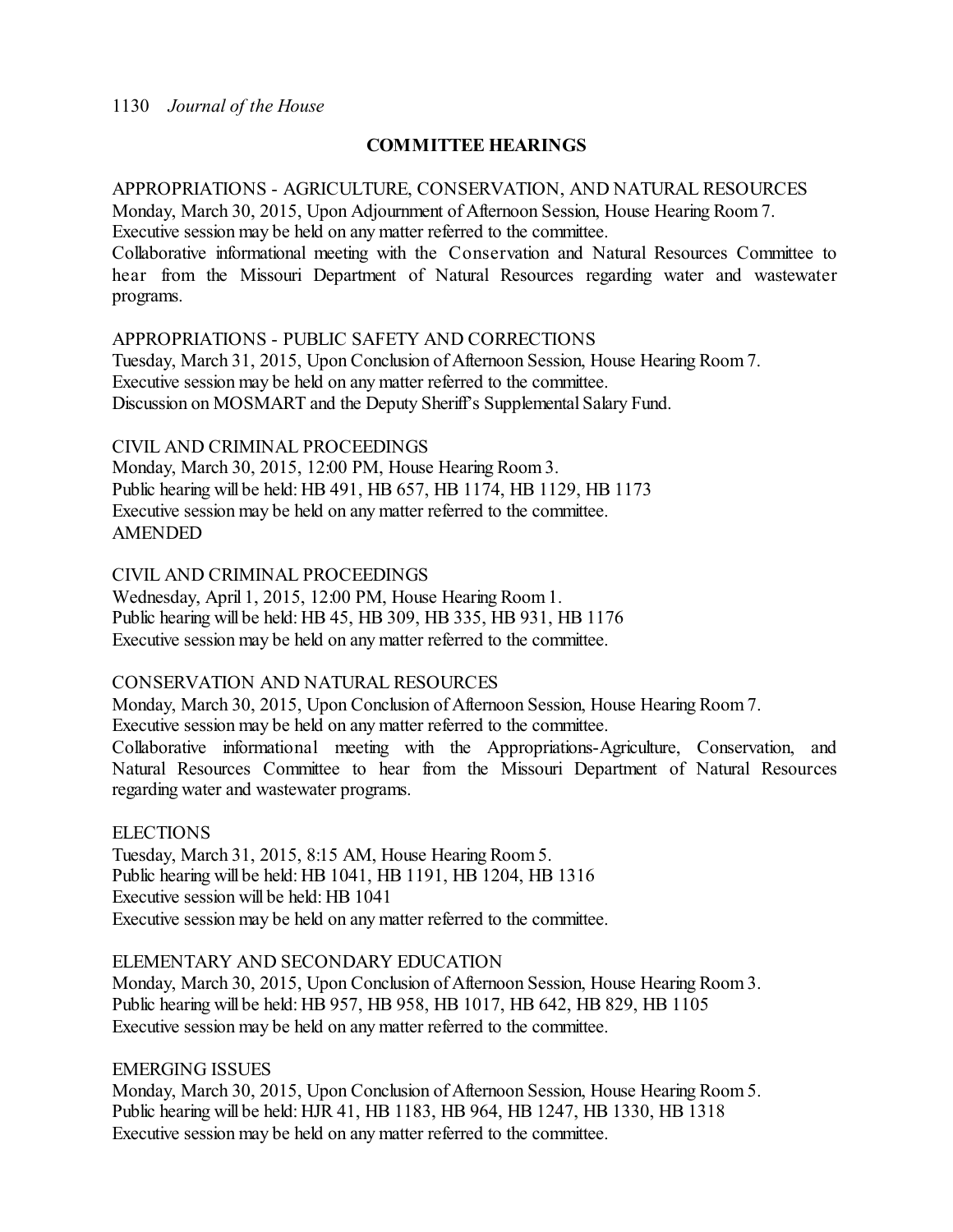## COMMITTEE HEARINGS

APPROPRIATIONS - AGRICULTURE, CONSERVATION, AND NATURAL RESOURCES
Monday, March 30, 2015, Upon Adjournment of Afternoon Session, House Hearing Room 7.
Executive session may be held on any matter referred to the committee.
Collaborative informational meeting with the Conservation and Natural Resources Committee to hear from the Missouri Department of Natural Resources regarding water and wastewater programs.

APPROPRIATIONS - PUBLIC SAFETY AND CORRECTIONS
Tuesday, March 31, 2015, Upon Conclusion of Afternoon Session, House Hearing Room 7.
Executive session may be held on any matter referred to the committee.
Discussion on MOSMART and the Deputy Sheriff's Supplemental Salary Fund.

CIVIL AND CRIMINAL PROCEEDINGS
Monday, March 30, 2015, 12:00 PM, House Hearing Room 3.
Public hearing will be held: HB 491, HB 657, HB 1174, HB 1129, HB 1173
Executive session may be held on any matter referred to the committee.
AMENDED

CIVIL AND CRIMINAL PROCEEDINGS
Wednesday, April 1, 2015, 12:00 PM, House Hearing Room 1.
Public hearing will be held: HB 45, HB 309, HB 335, HB 931, HB 1176
Executive session may be held on any matter referred to the committee.

CONSERVATION AND NATURAL RESOURCES
Monday, March 30, 2015, Upon Conclusion of Afternoon Session, House Hearing Room 7.
Executive session may be held on any matter referred to the committee.
Collaborative informational meeting with the Appropriations-Agriculture, Conservation, and Natural Resources Committee to hear from the Missouri Department of Natural Resources regarding water and wastewater programs.

ELECTIONS
Tuesday, March 31, 2015, 8:15 AM, House Hearing Room 5.
Public hearing will be held: HB 1041, HB 1191, HB 1204, HB 1316
Executive session will be held: HB 1041
Executive session may be held on any matter referred to the committee.

ELEMENTARY AND SECONDARY EDUCATION
Monday, March 30, 2015, Upon Conclusion of Afternoon Session, House Hearing Room 3.
Public hearing will be held: HB 957, HB 958, HB 1017, HB 642, HB 829, HB 1105
Executive session may be held on any matter referred to the committee.

EMERGING ISSUES
Monday, March 30, 2015, Upon Conclusion of Afternoon Session, House Hearing Room 5.
Public hearing will be held: HJR 41, HB 1183, HB 964, HB 1247, HB 1330, HB 1318
Executive session may be held on any matter referred to the committee.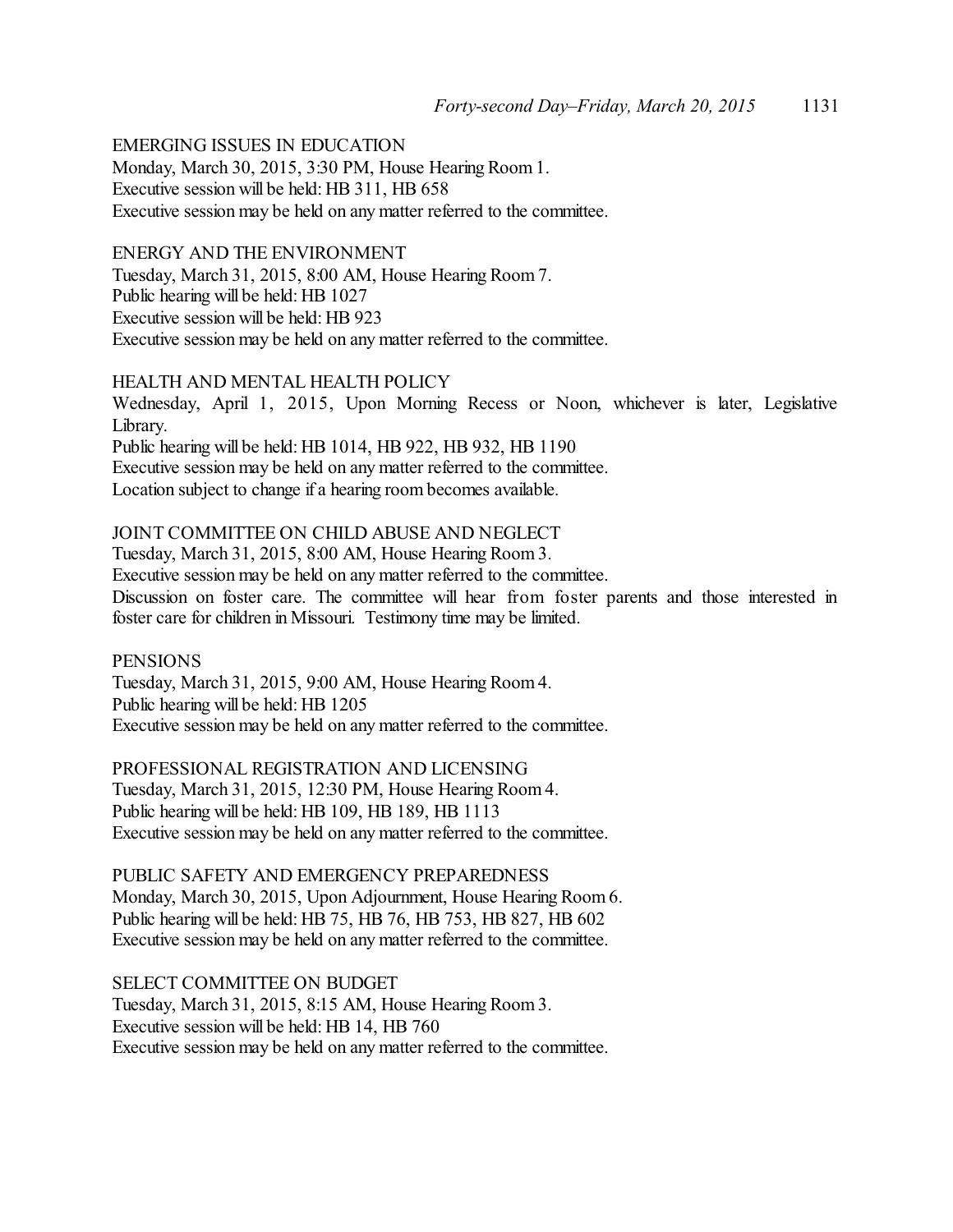EMERGING ISSUES IN EDUCATION
Monday, March 30, 2015, 3:30 PM, House Hearing Room 1.
Executive session will be held: HB 311, HB 658
Executive session may be held on any matter referred to the committee.

ENERGY AND THE ENVIRONMENT
Tuesday, March 31, 2015, 8:00 AM, House Hearing Room 7.
Public hearing will be held: HB 1027
Executive session will be held: HB 923
Executive session may be held on any matter referred to the committee.

HEALTH AND MENTAL HEALTH POLICY
Wednesday, April 1, 2015, Upon Morning Recess or Noon, whichever is later, Legislative Library.
Public hearing will be held: HB 1014, HB 922, HB 932, HB 1190
Executive session may be held on any matter referred to the committee.
Location subject to change if a hearing room becomes available.

JOINT COMMITTEE ON CHILD ABUSE AND NEGLECT
Tuesday, March 31, 2015, 8:00 AM, House Hearing Room 3.
Executive session may be held on any matter referred to the committee.
Discussion on foster care. The committee will hear from foster parents and those interested in foster care for children in Missouri. Testimony time may be limited.

PENSIONS
Tuesday, March 31, 2015, 9:00 AM, House Hearing Room 4.
Public hearing will be held: HB 1205
Executive session may be held on any matter referred to the committee.

PROFESSIONAL REGISTRATION AND LICENSING
Tuesday, March 31, 2015, 12:30 PM, House Hearing Room 4.
Public hearing will be held: HB 109, HB 189, HB 1113
Executive session may be held on any matter referred to the committee.

PUBLIC SAFETY AND EMERGENCY PREPAREDNESS
Monday, March 30, 2015, Upon Adjournment, House Hearing Room 6.
Public hearing will be held: HB 75, HB 76, HB 753, HB 827, HB 602
Executive session may be held on any matter referred to the committee.

SELECT COMMITTEE ON BUDGET
Tuesday, March 31, 2015, 8:15 AM, House Hearing Room 3.
Executive session will be held: HB 14, HB 760
Executive session may be held on any matter referred to the committee.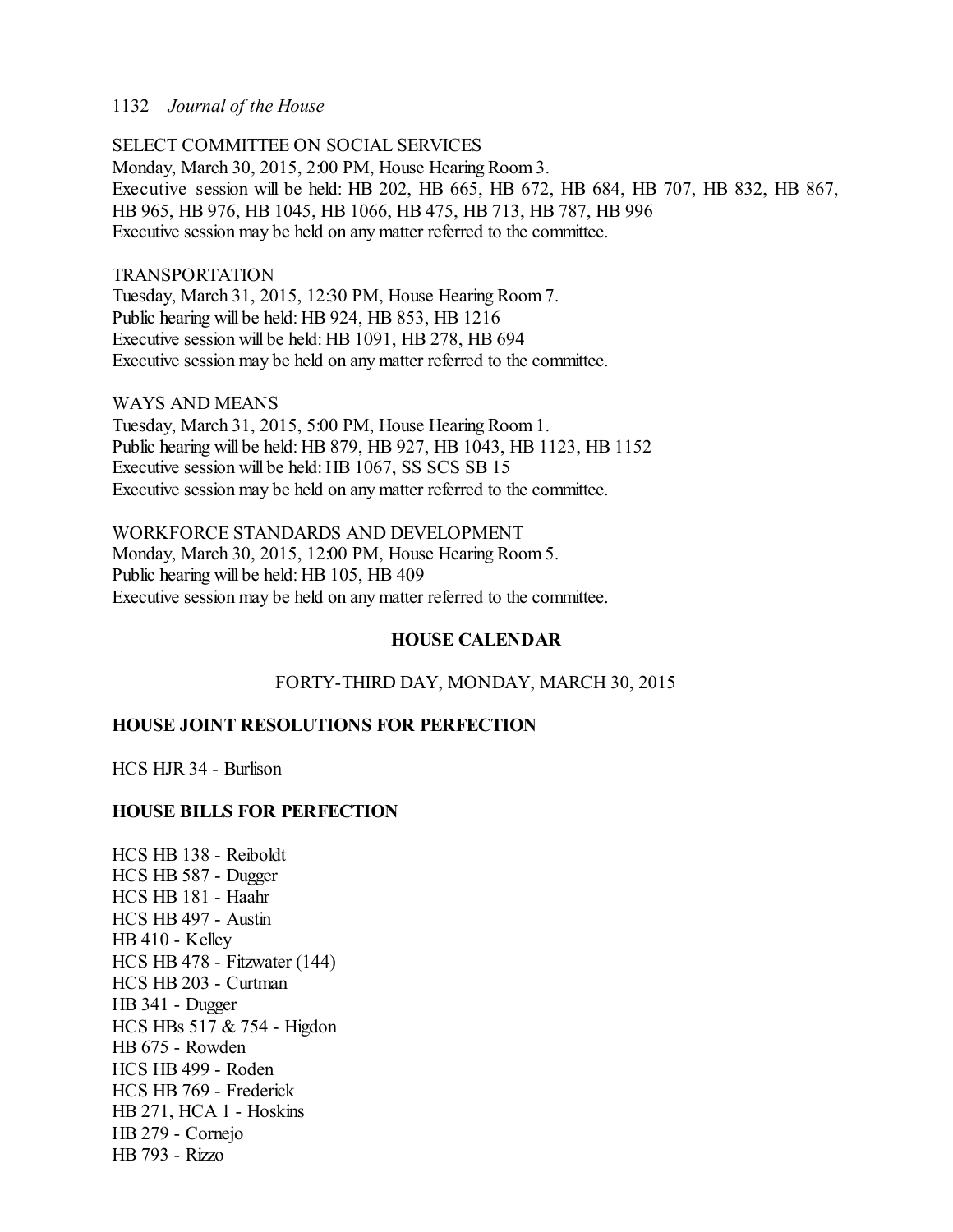SELECT COMMITTEE ON SOCIAL SERVICES
Monday, March 30, 2015, 2:00 PM, House Hearing Room 3.
Executive session will be held: HB 202, HB 665, HB 672, HB 684, HB 707, HB 832, HB 867, HB 965, HB 976, HB 1045, HB 1066, HB 475, HB 713, HB 787, HB 996
Executive session may be held on any matter referred to the committee.

TRANSPORTATION
Tuesday, March 31, 2015, 12:30 PM, House Hearing Room 7.
Public hearing will be held: HB 924, HB 853, HB 1216
Executive session will be held: HB 1091, HB 278, HB 694
Executive session may be held on any matter referred to the committee.

WAYS AND MEANS
Tuesday, March 31, 2015, 5:00 PM, House Hearing Room 1.
Public hearing will be held: HB 879, HB 927, HB 1043, HB 1123, HB 1152
Executive session will be held: HB 1067, SS SCS SB 15
Executive session may be held on any matter referred to the committee.

WORKFORCE STANDARDS AND DEVELOPMENT
Monday, March 30, 2015, 12:00 PM, House Hearing Room 5.
Public hearing will be held: HB 105, HB 409
Executive session may be held on any matter referred to the committee.

## HOUSE CALENDAR

FORTY-THIRD DAY, MONDAY, MARCH 30, 2015

**HOUSE JOINT RESOLUTIONS FOR PERFECTION**

HCS HJR 34 - Burlison

**HOUSE BILLS FOR PERFECTION**

HCS HB 138 - Reiboldt
HCS HB 587 - Dugger
HCS HB 181 - Haahr
HCS HB 497 - Austin
HB 410 - Kelley
HCS HB 478 - Fitzwater (144)
HCS HB 203 - Curtman
HB 341 - Dugger
HCS HBs 517 & 754 - Higdon
HB 675 - Rowden
HCS HB 499 - Roden
HCS HB 769 - Frederick
HB 271, HCA 1 - Hoskins
HB 279 - Cornejo
HB 793 - Rizzo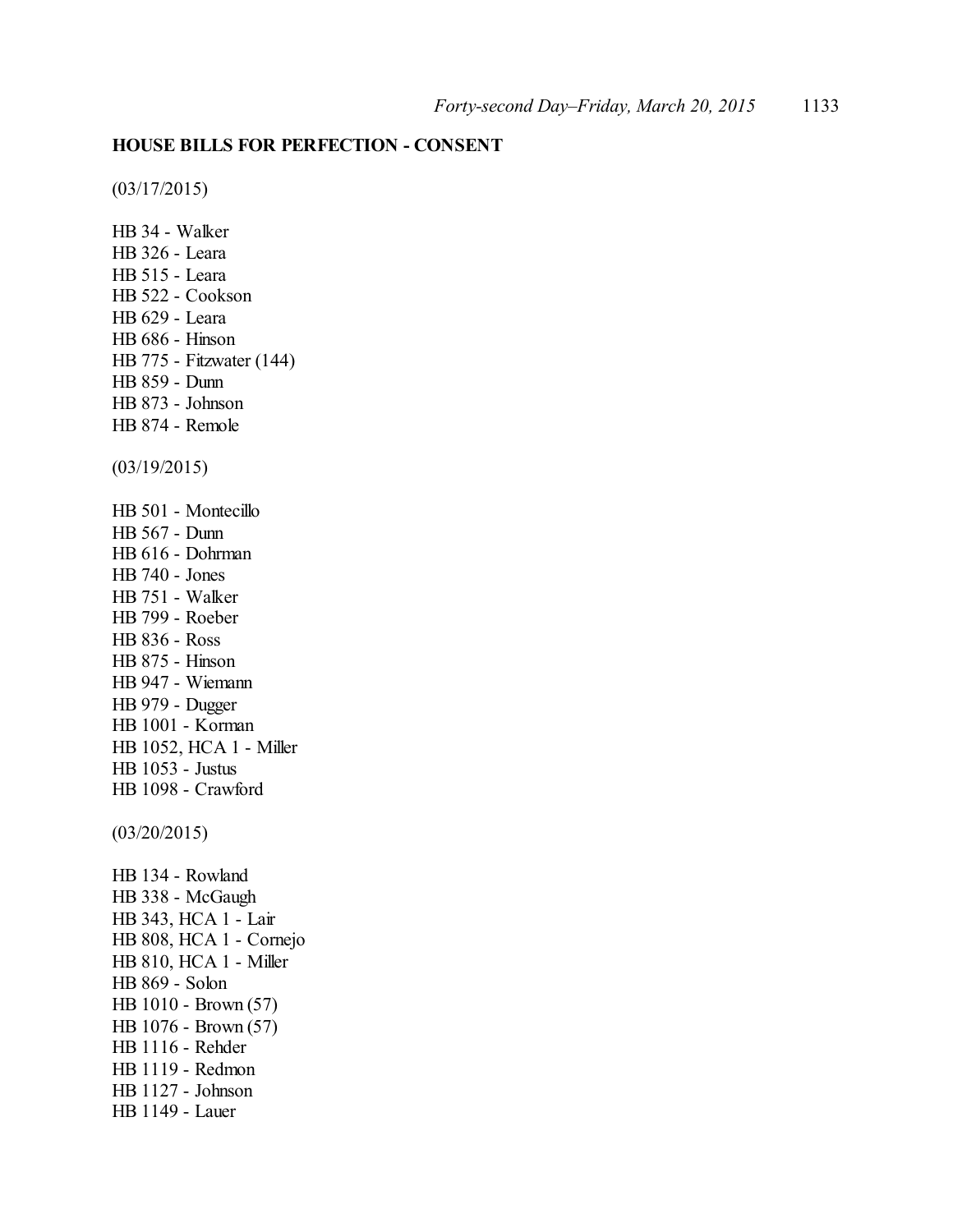**HOUSE BILLS FOR PERFECTION - CONSENT**

(03/17/2015)

HB 34 - Walker
HB 326 - Leara
HB 515 - Leara
HB 522 - Cookson
HB 629 - Leara
HB 686 - Hinson
HB 775 - Fitzwater (144)
HB 859 - Dunn
HB 873 - Johnson
HB 874 - Remole

(03/19/2015)

HB 501 - Montecillo
HB 567 - Dunn
HB 616 - Dohrman
HB 740 - Jones
HB 751 - Walker
HB 799 - Roeber
HB 836 - Ross
HB 875 - Hinson
HB 947 - Wiemann
HB 979 - Dugger
HB 1001 - Korman
HB 1052, HCA 1 - Miller
HB 1053 - Justus
HB 1098 - Crawford

(03/20/2015)

HB 134 - Rowland
HB 338 - McGaugh
HB 343, HCA 1 - Lair
HB 808, HCA 1 - Cornejo
HB 810, HCA 1 - Miller
HB 869 - Solon
HB 1010 - Brown (57)
HB 1076 - Brown (57)
HB 1116 - Rehder
HB 1119 - Redmon
HB 1127 - Johnson
HB 1149 - Lauer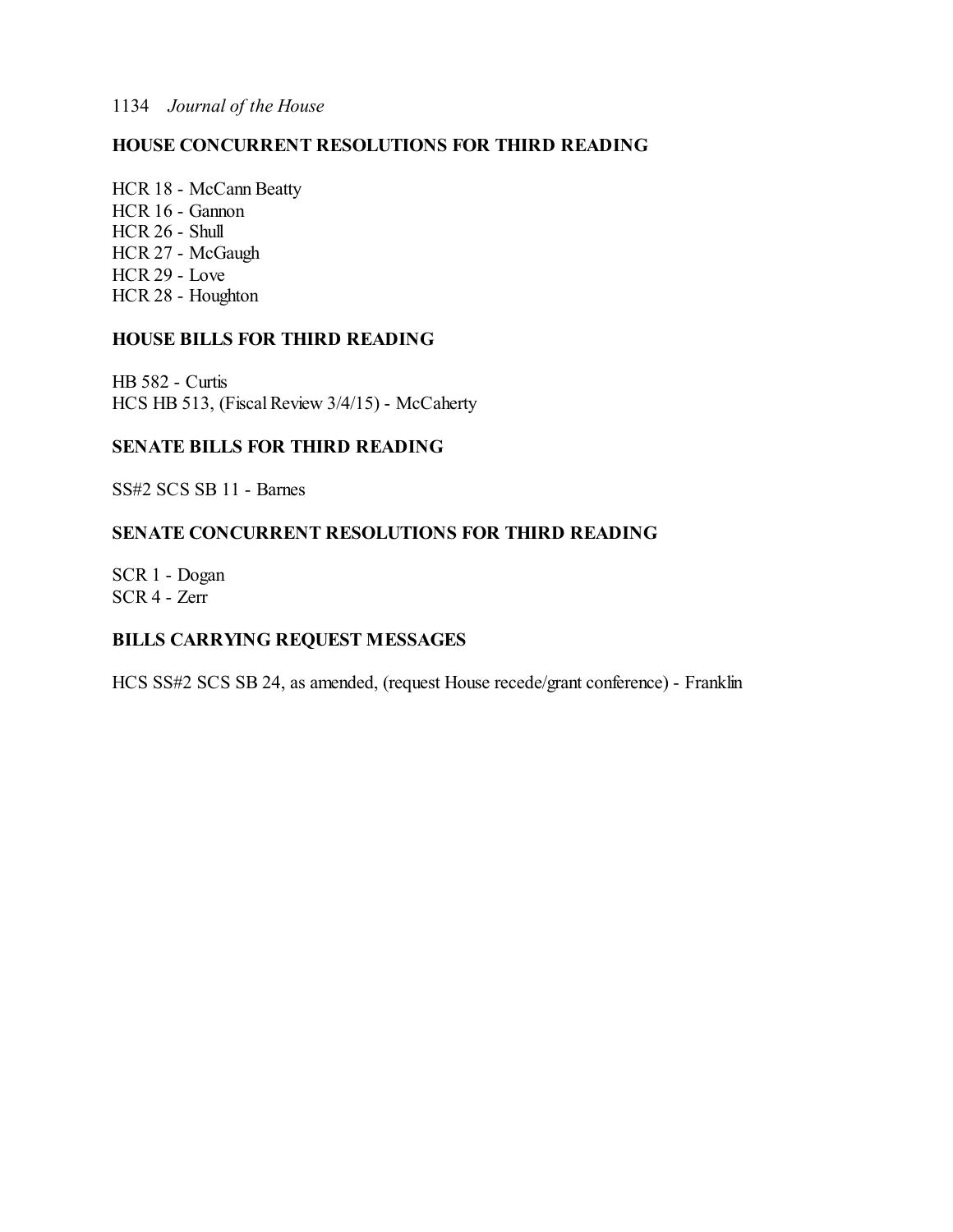## HOUSE CONCURRENT RESOLUTIONS FOR THIRD READING

HCR 18 - McCann Beatty
HCR 16 - Gannon
HCR 26 - Shull
HCR 27 - McGaugh
HCR 29 - Love
HCR 28 - Houghton

## HOUSE BILLS FOR THIRD READING

HB 582 - Curtis
HCS HB 513, (Fiscal Review 3/4/15) - McCaherty

## SENATE BILLS FOR THIRD READING

SS#2 SCS SB 11 - Barnes

## SENATE CONCURRENT RESOLUTIONS FOR THIRD READING

SCR 1 - Dogan
SCR 4 - Zerr

## BILLS CARRYING REQUEST MESSAGES

HCS SS#2 SCS SB 24, as amended, (request House recede/grant conference) - Franklin